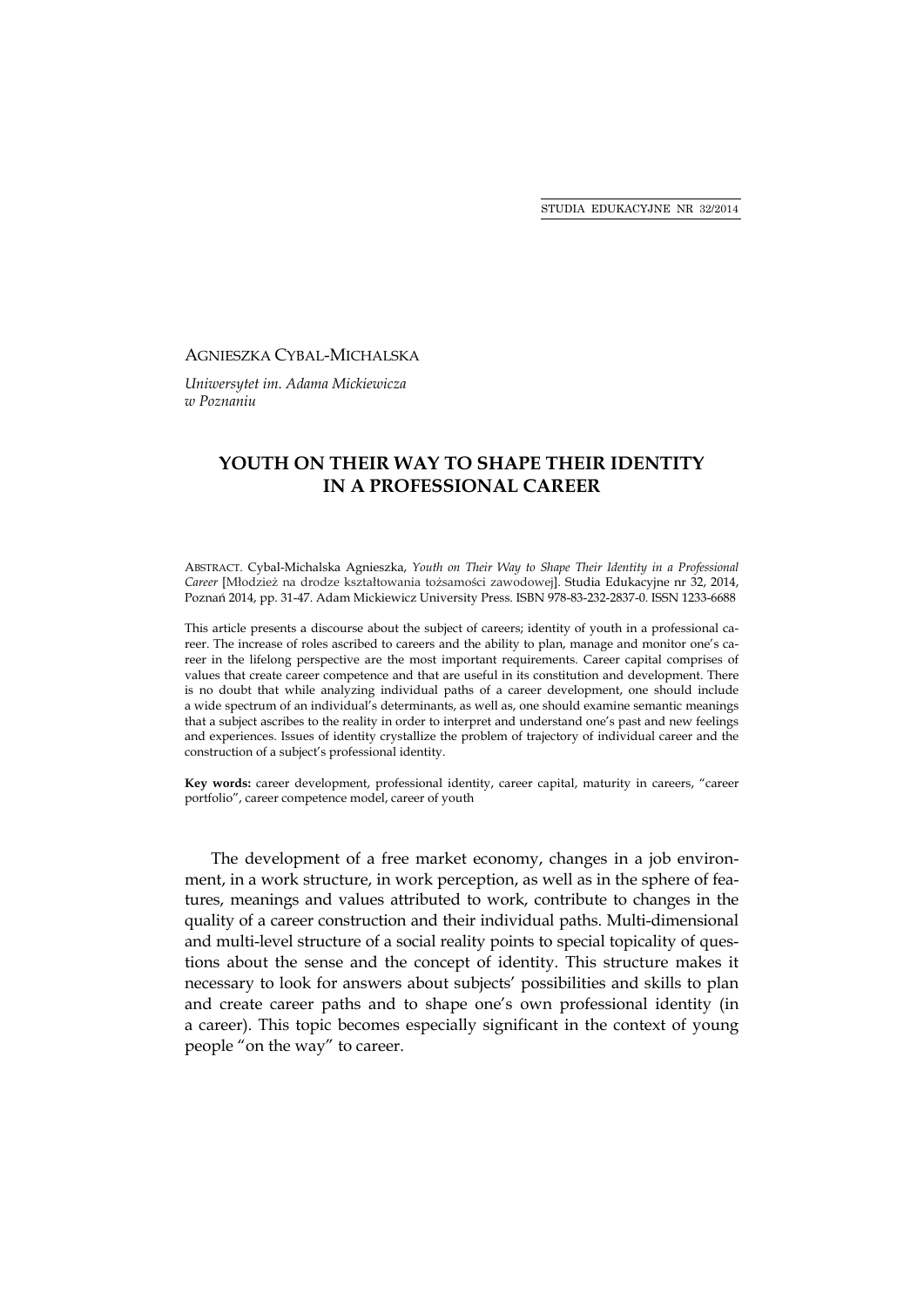AGNIESZKA CYBAL-MICHALSKA

*Uniwersytet im. Adama Mickiewicza w Poznaniu*

# YOUTH ON THEIR WAY TO SHAPE THEIR IDENTITY IN A PROFESSIONAL CAREER

ABSTRACT. Cybal-Michalska Agnieszka, *Youth on Their Way to Shape Their Identity in a Professional Career* [Młodzież na drodze kształtowania tożsamości zawodowej]. Studia Edukacyjne nr 32, 2014, Poznań 2014, pp. 31-47. Adam Mickiewicz University Press. ISBN 978-83-232-2837-0. ISSN 1233-6688

This article presents a discourse about the subject of careers; identity of youth in a professional career. The increase of roles ascribed to careers and the ability to plan, manage and monitor one's career in the lifelong perspective are the most important requirements. Career capital comprises of values that create career competence and that are useful in its constitution and development. There is no doubt that while analyzing individual paths of a career development, one should include a wide spectrum of an individual's determinants, as well as, one should examine semantic meanings that a subject ascribes to the reality in order to interpret and understand one's past and new feelings and experiences. Issues of identity crystallize the problem of trajectory of individual career and the construction of a subject's professional identity.

**Key words:** career development, professional identity, career capital, maturity in careers, "career portfolio", career competence model, career of youth

The development of a free market economy, changes in a job environment, in a work structure, in work perception, as well as in the sphere of features, meanings and values attributed to work, contribute to changes in the quality of a career construction and their individual paths. Multi-dimensional and multi-level structure of a social reality points to special topicality of questions about the sense and the concept of identity. This structure makes it necessary to look for answers about subjects' possibilities and skills to plan and create career paths and to shape one's own professional identity (in a career). This topic becomes especially significant in the context of young people "on the way" to career.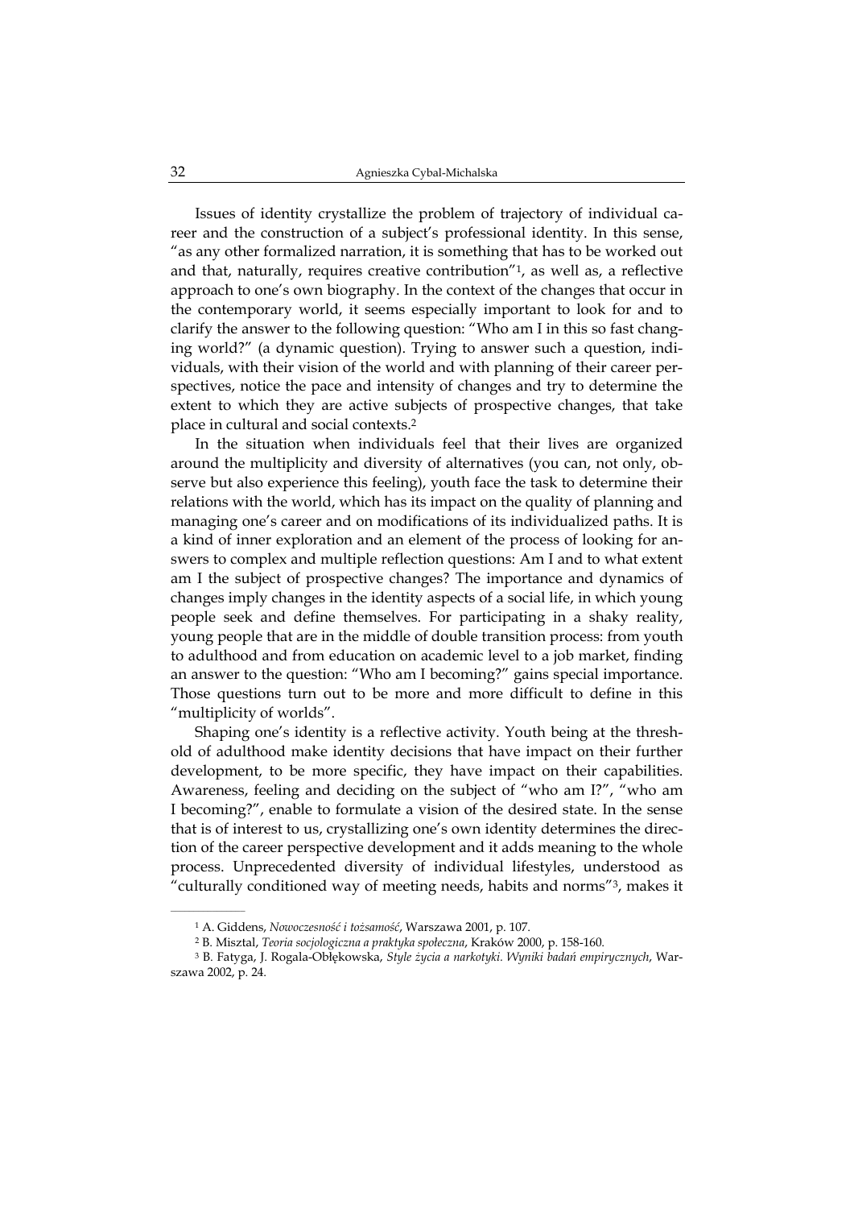Issues of identity crystallize the problem of trajectory of individual career and the construction of a subject's professional identity. In this sense, "as any other formalized narration, it is something that has to be worked out and that, naturally, requires creative contribution"[1], as well as, a reflective approach to one's own biography. In the context of the changes that occur in the contemporary world, it seems especially important to look for and to clarify the answer to the following question: "Who am I in this so fast changing world?" (a dynamic question). Trying to answer such a question, individuals, with their vision of the world and with planning of their career perspectives, notice the pace and intensity of changes and try to determine the extent to which they are active subjects of prospective changes, that take place in cultural and social contexts.[2]

In the situation when individuals feel that their lives are organized around the multiplicity and diversity of alternatives (you can, not only, observe but also experience this feeling), youth face the task to determine their relations with the world, which has its impact on the quality of planning and managing one's career and on modifications of its individualized paths. It is a kind of inner exploration and an element of the process of looking for answers to complex and multiple reflection questions: Am I and to what extent am I the subject of prospective changes? The importance and dynamics of changes imply changes in the identity aspects of a social life, in which young people seek and define themselves. For participating in a shaky reality, young people that are in the middle of double transition process: from youth to adulthood and from education on academic level to a job market, finding an answer to the question: "Who am I becoming?" gains special importance. Those questions turn out to be more and more difficult to define in this "multiplicity of worlds".

Shaping one's identity is a reflective activity. Youth being at the threshold of adulthood make identity decisions that have impact on their further development, to be more specific, they have impact on their capabilities. Awareness, feeling and deciding on the subject of "who am I?", "who am I becoming?", enable to formulate a vision of the desired state. In the sense that is of interest to us, crystallizing one's own identity determines the direction of the career perspective development and it adds meaning to the whole process. Unprecedented diversity of individual lifestyles, understood as "culturally conditioned way of meeting needs, habits and norms"[3], makes it

---

[1] A. Giddens, *Nowoczesność i tożsamość*, Warszawa 2001, p. 107.

[2] B. Misztal, *Teoria socjologiczna a praktyka społeczna*, Kraków 2000, p. 158-160.

[3] B. Fatyga, J. Rogala-Obłękowska, *Style życia a narkotyki. Wyniki badań empirycznych*, Warszawa 2002, p. 24.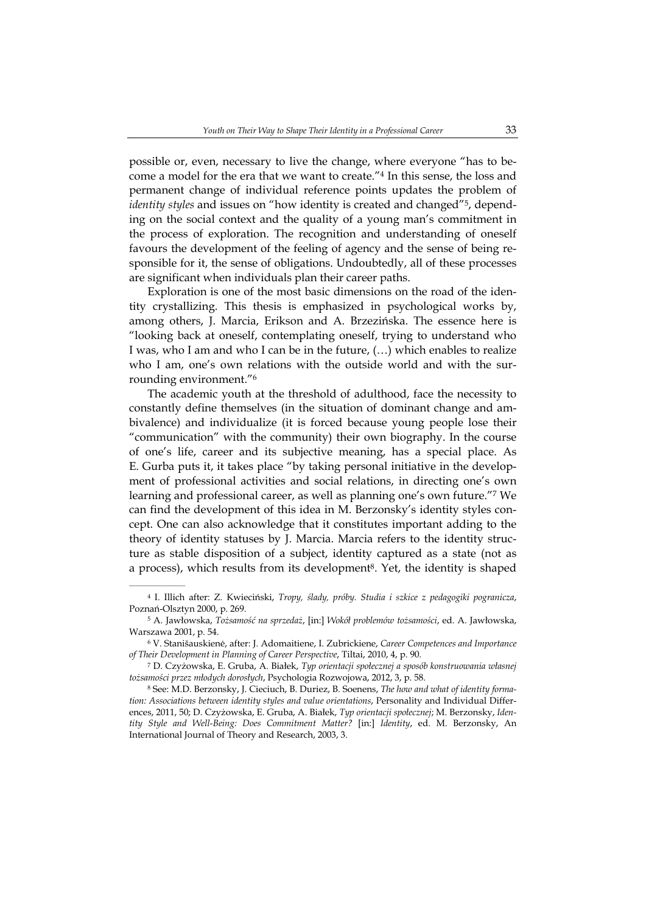possible or, even, necessary to live the change, where everyone "has to become a model for the era that we want to create."[4] In this sense, the loss and permanent change of individual reference points updates the problem of *identity styles* and issues on "how identity is created and changed"[5], depending on the social context and the quality of a young man's commitment in the process of exploration. The recognition and understanding of oneself favours the development of the feeling of agency and the sense of being responsible for it, the sense of obligations. Undoubtedly, all of these processes are significant when individuals plan their career paths.

Exploration is one of the most basic dimensions on the road of the identity crystallizing. This thesis is emphasized in psychological works by, among others, J. Marcia, Erikson and A. Brzezińska. The essence here is "looking back at oneself, contemplating oneself, trying to understand who I was, who I am and who I can be in the future, (…) which enables to realize who I am, one's own relations with the outside world and with the surrounding environment."[6]

The academic youth at the threshold of adulthood, face the necessity to constantly define themselves (in the situation of dominant change and ambivalence) and individualize (it is forced because young people lose their "communication" with the community) their own biography. In the course of one's life, career and its subjective meaning, has a special place. As E. Gurba puts it, it takes place "by taking personal initiative in the development of professional activities and social relations, in directing one's own learning and professional career, as well as planning one's own future."[7] We can find the development of this idea in M. Berzonsky's identity styles concept. One can also acknowledge that it constitutes important adding to the theory of identity statuses by J. Marcia. Marcia refers to the identity structure as stable disposition of a subject, identity captured as a state (not as a process), which results from its development[8]. Yet, the identity is shaped

---

[4] I. Illich after: Z. Kwieciński, *Tropy, ślady, próby. Studia i szkice z pedagogiki pogranicza*, Poznań-Olsztyn 2000, p. 269.

[5] A. Jawłowska, *Tożsamość na sprzedaż*, [in:] *Wokół problemów tożsamości*, ed. A. Jawłowska, Warszawa 2001, p. 54.

[6] V. Stanišauskienė, after: J. Adomaitiene, I. Zubrickiene, *Career Competences and Importance of Their Development in Planning of Career Perspective*, Tiltai, 2010, 4, p. 90.

[7] D. Czyżowska, E. Gruba, A. Białek, *Typ orientacji społecznej a sposób konstruowania własnej tożsamości przez młodych dorosłych*, Psychologia Rozwojowa, 2012, 3, p. 58.

[8] See: M.D. Berzonsky, J. Cieciuch, B. Duriez, B. Soenens, *The how and what of identity formation: Associations between identity styles and value orientations*, Personality and Individual Differences, 2011, 50; D. Czyżowska, E. Gruba, A. Białek, *Typ orientacji społecznej*; M. Berzonsky, *Identity Style and Well-Being: Does Commitment Matter?* [in:] *Identity*, ed. M. Berzonsky, An International Journal of Theory and Research, 2003, 3.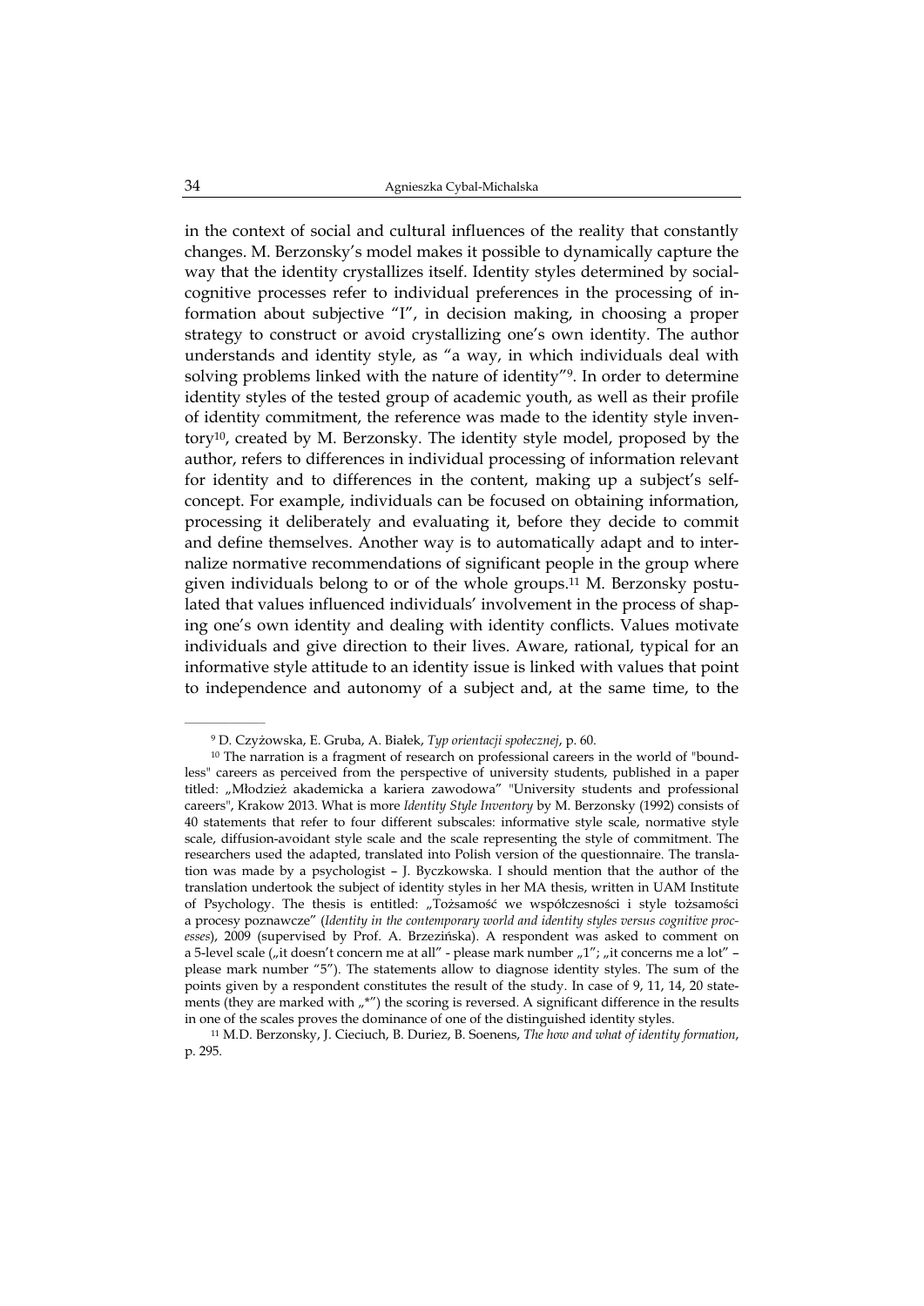in the context of social and cultural influences of the reality that constantly changes. M. Berzonsky's model makes it possible to dynamically capture the way that the identity crystallizes itself. Identity styles determined by social-cognitive processes refer to individual preferences in the processing of information about subjective "I", in decision making, in choosing a proper strategy to construct or avoid crystallizing one's own identity. The author understands and identity style, as "a way, in which individuals deal with solving problems linked with the nature of identity"[9]. In order to determine identity styles of the tested group of academic youth, as well as their profile of identity commitment, the reference was made to the identity style inventory[10], created by M. Berzonsky. The identity style model, proposed by the author, refers to differences in individual processing of information relevant for identity and to differences in the content, making up a subject's self-concept. For example, individuals can be focused on obtaining information, processing it deliberately and evaluating it, before they decide to commit and define themselves. Another way is to automatically adapt and to internalize normative recommendations of significant people in the group where given individuals belong to or of the whole groups.[11] M. Berzonsky postulated that values influenced individuals' involvement in the process of shaping one's own identity and dealing with identity conflicts. Values motivate individuals and give direction to their lives. Aware, rational, typical for an informative style attitude to an identity issue is linked with values that point to independence and autonomy of a subject and, at the same time, to the

---

[9] D. Czyżowska, E. Gruba, A. Białek, *Typ orientacji społecznej*, p. 60.

[10] The narration is a fragment of research on professional careers in the world of "boundless" careers as perceived from the perspective of university students, published in a paper titled: „Młodzież akademicka a kariera zawodowa" "University students and professional careers", Krakow 2013. What is more *Identity Style Inventory* by M. Berzonsky (1992) consists of 40 statements that refer to four different subscales: informative style scale, normative style scale, diffusion-avoidant style scale and the scale representing the style of commitment. The researchers used the adapted, translated into Polish version of the questionnaire. The translation was made by a psychologist – J. Byczkowska. I should mention that the author of the translation undertook the subject of identity styles in her MA thesis, written in UAM Institute of Psychology. The thesis is entitled: „Tożsamość we współczesności i style tożsamości a procesy poznawcze" (*Identity in the contemporary world and identity styles versus cognitive processes*), 2009 (supervised by Prof. A. Brzezińska). A respondent was asked to comment on a 5-level scale („it doesn't concern me at all" - please mark number „1"; „it concerns me a lot" – please mark number "5"). The statements allow to diagnose identity styles. The sum of the points given by a respondent constitutes the result of the study. In case of 9, 11, 14, 20 statements (they are marked with „*") the scoring is reversed. A significant difference in the results in one of the scales proves the dominance of one of the distinguished identity styles.

[11] M.D. Berzonsky, J. Cieciuch, B. Duriez, B. Soenens, *The how and what of identity formation*, p. 295.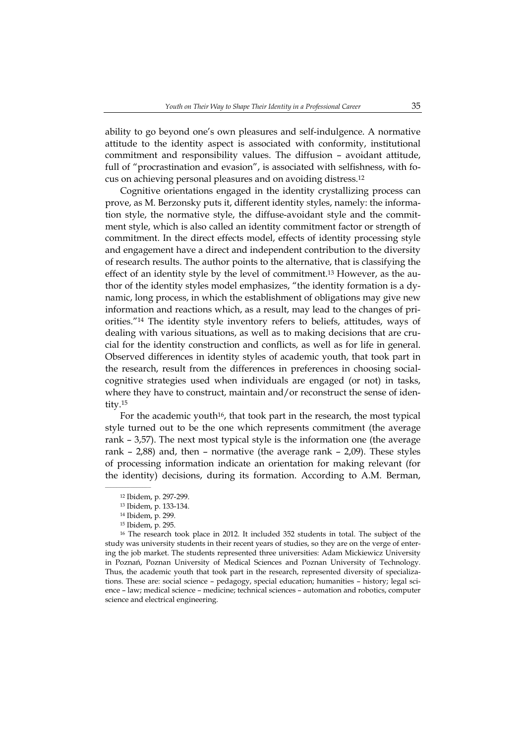ability to go beyond one's own pleasures and self-indulgence. A normative attitude to the identity aspect is associated with conformity, institutional commitment and responsibility values. The diffusion – avoidant attitude, full of "procrastination and evasion", is associated with selfishness, with focus on achieving personal pleasures and on avoiding distress.[12]

Cognitive orientations engaged in the identity crystallizing process can prove, as M. Berzonsky puts it, different identity styles, namely: the information style, the normative style, the diffuse-avoidant style and the commitment style, which is also called an identity commitment factor or strength of commitment. In the direct effects model, effects of identity processing style and engagement have a direct and independent contribution to the diversity of research results. The author points to the alternative, that is classifying the effect of an identity style by the level of commitment.[13] However, as the author of the identity styles model emphasizes, "the identity formation is a dynamic, long process, in which the establishment of obligations may give new information and reactions which, as a result, may lead to the changes of priorities."[14] The identity style inventory refers to beliefs, attitudes, ways of dealing with various situations, as well as to making decisions that are crucial for the identity construction and conflicts, as well as for life in general. Observed differences in identity styles of academic youth, that took part in the research, result from the differences in preferences in choosing social-cognitive strategies used when individuals are engaged (or not) in tasks, where they have to construct, maintain and/or reconstruct the sense of identity.[15]

For the academic youth[16], that took part in the research, the most typical style turned out to be the one which represents commitment (the average rank – 3,57). The next most typical style is the information one (the average rank – 2,88) and, then – normative (the average rank – 2,09). These styles of processing information indicate an orientation for making relevant (for the identity) decisions, during its formation. According to A.M. Berman,

---

[12] Ibidem, p. 297-299.

[13] Ibidem, p. 133-134.

[14] Ibidem, p. 299.

[15] Ibidem, p. 295.

[16] The research took place in 2012. It included 352 students in total. The subject of the study was university students in their recent years of studies, so they are on the verge of entering the job market. The students represented three universities: Adam Mickiewicz University in Poznań, Poznan University of Medical Sciences and Poznan University of Technology. Thus, the academic youth that took part in the research, represented diversity of specializations. These are: social science – pedagogy, special education; humanities – history; legal science – law; medical science – medicine; technical sciences – automation and robotics, computer science and electrical engineering.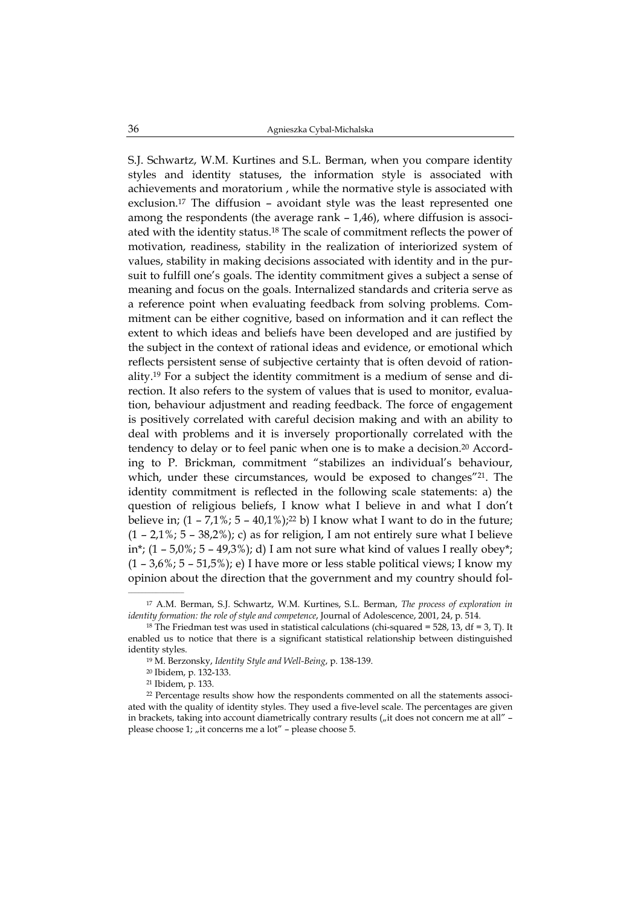S.J. Schwartz, W.M. Kurtines and S.L. Berman, when you compare identity styles and identity statuses, the information style is associated with achievements and moratorium , while the normative style is associated with exclusion.[17] The diffusion – avoidant style was the least represented one among the respondents (the average rank – 1,46), where diffusion is associated with the identity status.[18] The scale of commitment reflects the power of motivation, readiness, stability in the realization of interiorized system of values, stability in making decisions associated with identity and in the pursuit to fulfill one's goals. The identity commitment gives a subject a sense of meaning and focus on the goals. Internalized standards and criteria serve as a reference point when evaluating feedback from solving problems. Commitment can be either cognitive, based on information and it can reflect the extent to which ideas and beliefs have been developed and are justified by the subject in the context of rational ideas and evidence, or emotional which reflects persistent sense of subjective certainty that is often devoid of rationality.[19] For a subject the identity commitment is a medium of sense and direction. It also refers to the system of values that is used to monitor, evaluation, behaviour adjustment and reading feedback. The force of engagement is positively correlated with careful decision making and with an ability to deal with problems and it is inversely proportionally correlated with the tendency to delay or to feel panic when one is to make a decision.[20] According to P. Brickman, commitment "stabilizes an individual's behaviour, which, under these circumstances, would be exposed to changes"[21]. The identity commitment is reflected in the following scale statements: a) the question of religious beliefs, I know what I believe in and what I don't believe in; (1 – 7,1%; 5 – 40,1%);[22] b) I know what I want to do in the future; (1 – 2,1%; 5 – 38,2%); c) as for religion, I am not entirely sure what I believe in*; (1 – 5,0%; 5 – 49,3%); d) I am not sure what kind of values I really obey*; (1 – 3,6%; 5 – 51,5%); e) I have more or less stable political views; I know my opinion about the direction that the government and my country should fol-

---

[17] A.M. Berman, S.J. Schwartz, W.M. Kurtines, S.L. Berman, *The process of exploration in identity formation: the role of style and competence*, Journal of Adolescence, 2001, 24, p. 514.

[18] The Friedman test was used in statistical calculations (chi-squared = 528, 13, df = 3, T). It enabled us to notice that there is a significant statistical relationship between distinguished identity styles.

[19] M. Berzonsky, *Identity Style and Well-Being*, p. 138-139.

[20] Ibidem, p. 132-133.

[21] Ibidem, p. 133.

[22] Percentage results show how the respondents commented on all the statements associated with the quality of identity styles. They used a five-level scale. The percentages are given in brackets, taking into account diametrically contrary results („it does not concern me at all" – please choose 1; „it concerns me a lot" – please choose 5.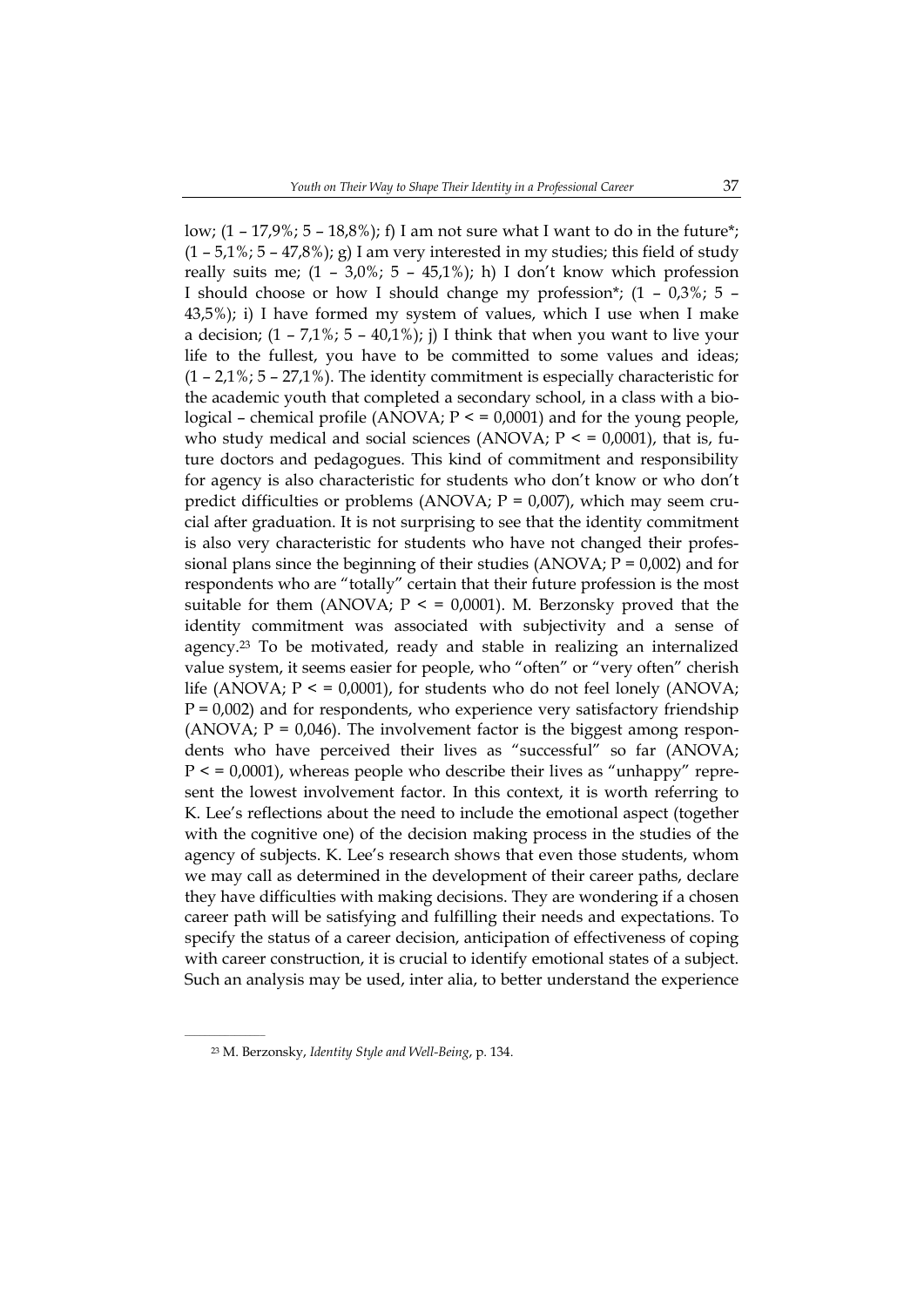low; (1 – 17,9%; 5 – 18,8%); f) I am not sure what I want to do in the future*; (1 – 5,1%; 5 – 47,8%); g) I am very interested in my studies; this field of study really suits me; (1 – 3,0%; 5 – 45,1%); h) I don't know which profession I should choose or how I should change my profession*; (1 – 0,3%; 5 – 43,5%); i) I have formed my system of values, which I use when I make a decision; (1 – 7,1%; 5 – 40,1%); j) I think that when you want to live your life to the fullest, you have to be committed to some values and ideas; (1 – 2,1%; 5 – 27,1%). The identity commitment is especially characteristic for the academic youth that completed a secondary school, in a class with a biological – chemical profile (ANOVA; P < = 0,0001) and for the young people, who study medical and social sciences (ANOVA; P < = 0,0001), that is, future doctors and pedagogues. This kind of commitment and responsibility for agency is also characteristic for students who don't know or who don't predict difficulties or problems (ANOVA; P = 0,007), which may seem crucial after graduation. It is not surprising to see that the identity commitment is also very characteristic for students who have not changed their professional plans since the beginning of their studies (ANOVA; P = 0,002) and for respondents who are "totally" certain that their future profession is the most suitable for them (ANOVA; P < = 0,0001). M. Berzonsky proved that the identity commitment was associated with subjectivity and a sense of agency.[23] To be motivated, ready and stable in realizing an internalized value system, it seems easier for people, who "often" or "very often" cherish life (ANOVA; P < = 0,0001), for students who do not feel lonely (ANOVA; P = 0,002) and for respondents, who experience very satisfactory friendship (ANOVA; P = 0,046). The involvement factor is the biggest among respondents who have perceived their lives as "successful" so far (ANOVA; P < = 0,0001), whereas people who describe their lives as "unhappy" represent the lowest involvement factor. In this context, it is worth referring to K. Lee's reflections about the need to include the emotional aspect (together with the cognitive one) of the decision making process in the studies of the agency of subjects. K. Lee's research shows that even those students, whom we may call as determined in the development of their career paths, declare they have difficulties with making decisions. They are wondering if a chosen career path will be satisfying and fulfilling their needs and expectations. To specify the status of a career decision, anticipation of effectiveness of coping with career construction, it is crucial to identify emotional states of a subject. Such an analysis may be used, inter alia, to better understand the experience

[23] M. Berzonsky, *Identity Style and Well-Being*, p. 134.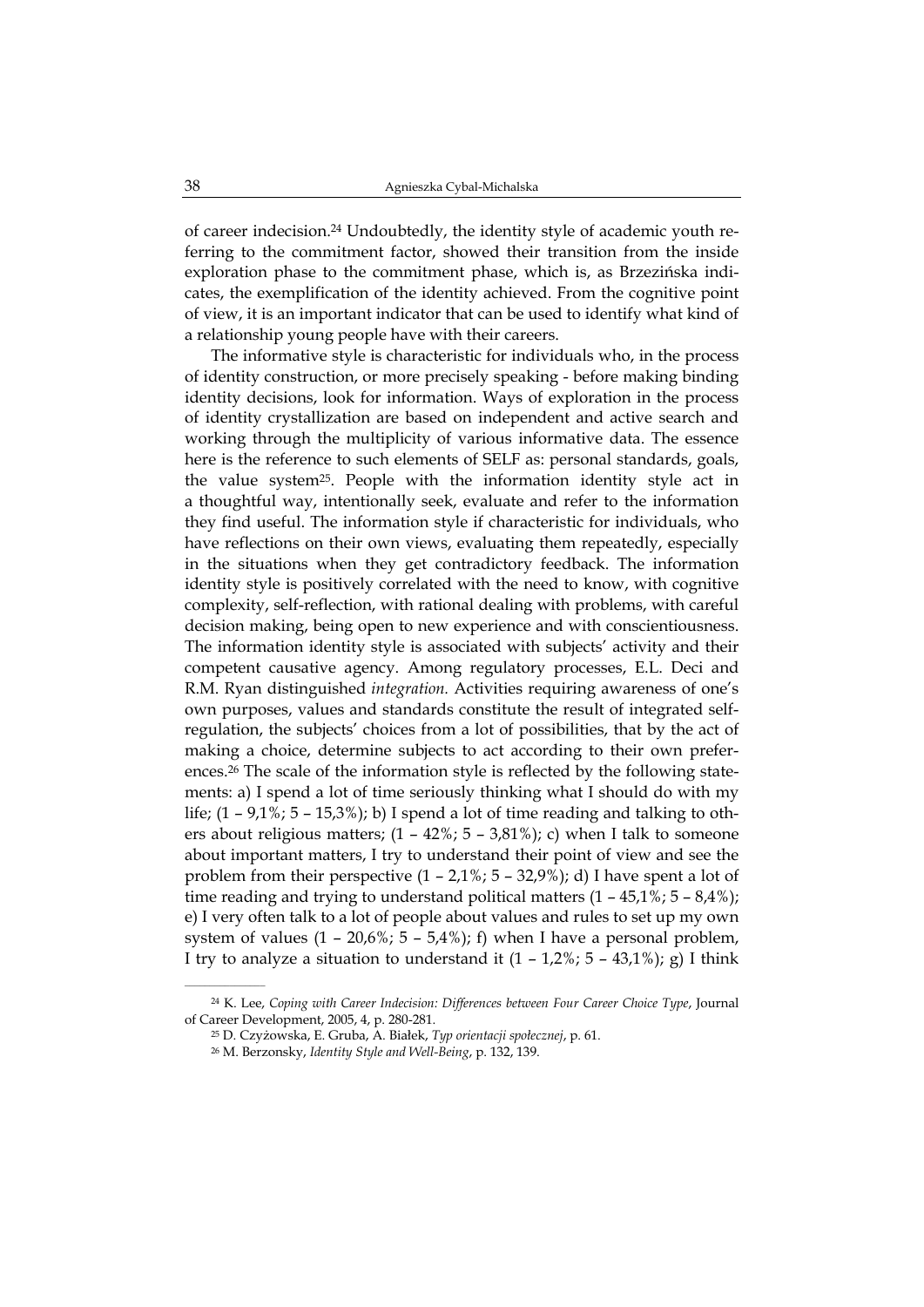of career indecision.[24] Undoubtedly, the identity style of academic youth referring to the commitment factor, showed their transition from the inside exploration phase to the commitment phase, which is, as Brzezińska indicates, the exemplification of the identity achieved. From the cognitive point of view, it is an important indicator that can be used to identify what kind of a relationship young people have with their careers.

The informative style is characteristic for individuals who, in the process of identity construction, or more precisely speaking - before making binding identity decisions, look for information. Ways of exploration in the process of identity crystallization are based on independent and active search and working through the multiplicity of various informative data. The essence here is the reference to such elements of SELF as: personal standards, goals, the value system[25]. People with the information identity style act in a thoughtful way, intentionally seek, evaluate and refer to the information they find useful. The information style if characteristic for individuals, who have reflections on their own views, evaluating them repeatedly, especially in the situations when they get contradictory feedback. The information identity style is positively correlated with the need to know, with cognitive complexity, self-reflection, with rational dealing with problems, with careful decision making, being open to new experience and with conscientiousness. The information identity style is associated with subjects' activity and their competent causative agency. Among regulatory processes, E.L. Deci and R.M. Ryan distinguished *integration*. Activities requiring awareness of one's own purposes, values and standards constitute the result of integrated self-regulation, the subjects' choices from a lot of possibilities, that by the act of making a choice, determine subjects to act according to their own preferences.[26] The scale of the information style is reflected by the following statements: a) I spend a lot of time seriously thinking what I should do with my life; (1 – 9,1%; 5 – 15,3%); b) I spend a lot of time reading and talking to others about religious matters; (1 – 42%; 5 – 3,81%); c) when I talk to someone about important matters, I try to understand their point of view and see the problem from their perspective (1 – 2,1%; 5 – 32,9%); d) I have spent a lot of time reading and trying to understand political matters (1 – 45,1%; 5 – 8,4%); e) I very often talk to a lot of people about values and rules to set up my own system of values (1 – 20,6%; 5 – 5,4%); f) when I have a personal problem, I try to analyze a situation to understand it (1 – 1,2%; 5 – 43,1%); g) I think

---

[24] K. Lee, *Coping with Career Indecision: Differences between Four Career Choice Type*, Journal of Career Development, 2005, 4, p. 280-281.

[25] D. Czyżowska, E. Gruba, A. Białek, *Typ orientacji społecznej*, p. 61.

[26] M. Berzonsky, *Identity Style and Well-Being*, p. 132, 139.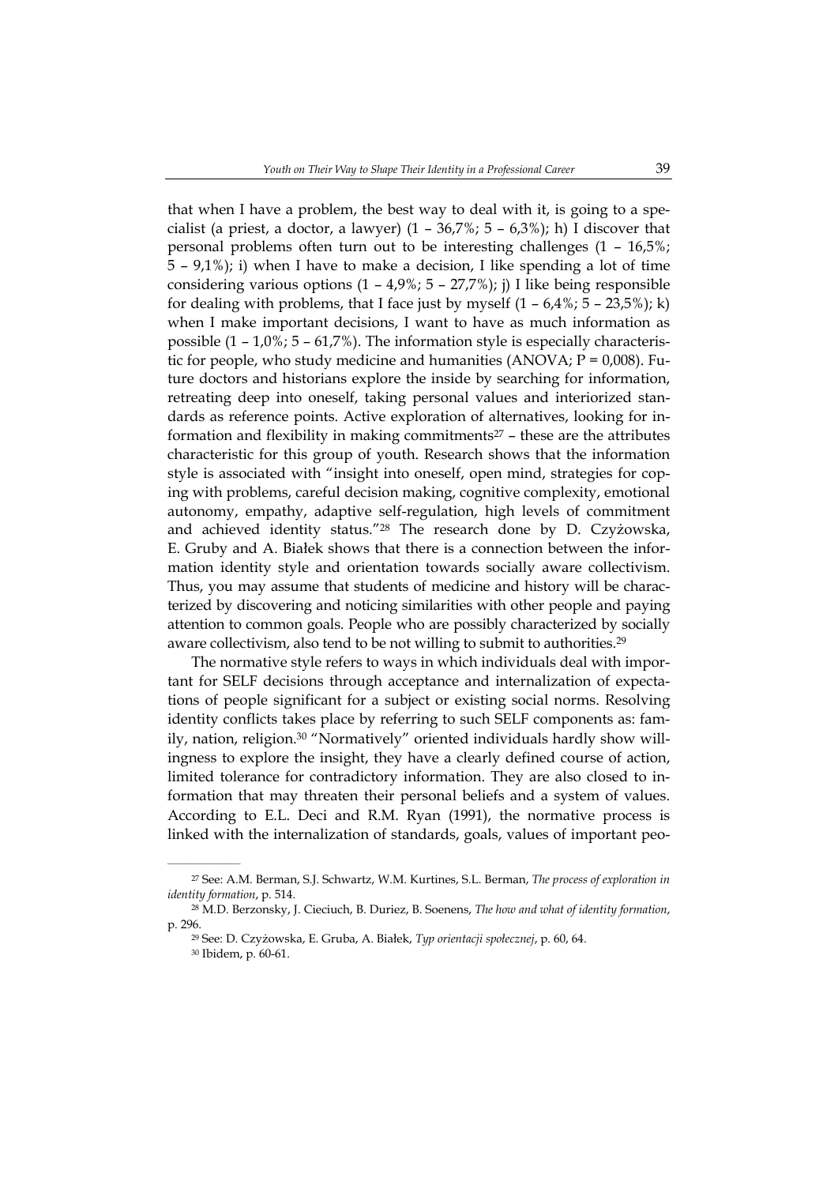that when I have a problem, the best way to deal with it, is going to a specialist (a priest, a doctor, a lawyer) (1 – 36,7%; 5 – 6,3%); h) I discover that personal problems often turn out to be interesting challenges (1 – 16,5%; 5 – 9,1%); i) when I have to make a decision, I like spending a lot of time considering various options (1 – 4,9%; 5 – 27,7%); j) I like being responsible for dealing with problems, that I face just by myself (1 – 6,4%; 5 – 23,5%); k) when I make important decisions, I want to have as much information as possible (1 – 1,0%; 5 – 61,7%). The information style is especially characteristic for people, who study medicine and humanities (ANOVA; P = 0,008). Future doctors and historians explore the inside by searching for information, retreating deep into oneself, taking personal values and interiorized standards as reference points. Active exploration of alternatives, looking for information and flexibility in making commitments[27] – these are the attributes characteristic for this group of youth. Research shows that the information style is associated with "insight into oneself, open mind, strategies for coping with problems, careful decision making, cognitive complexity, emotional autonomy, empathy, adaptive self-regulation, high levels of commitment and achieved identity status."[28] The research done by D. Czyżowska, E. Gruby and A. Białek shows that there is a connection between the information identity style and orientation towards socially aware collectivism. Thus, you may assume that students of medicine and history will be characterized by discovering and noticing similarities with other people and paying attention to common goals. People who are possibly characterized by socially aware collectivism, also tend to be not willing to submit to authorities.[29]

The normative style refers to ways in which individuals deal with important for SELF decisions through acceptance and internalization of expectations of people significant for a subject or existing social norms. Resolving identity conflicts takes place by referring to such SELF components as: family, nation, religion.[30] "Normatively" oriented individuals hardly show willingness to explore the insight, they have a clearly defined course of action, limited tolerance for contradictory information. They are also closed to information that may threaten their personal beliefs and a system of values. According to E.L. Deci and R.M. Ryan (1991), the normative process is linked with the internalization of standards, goals, values of important peo-

---

[27] See: A.M. Berman, S.J. Schwartz, W.M. Kurtines, S.L. Berman, *The process of exploration in identity formation*, p. 514.

[28] M.D. Berzonsky, J. Cieciuch, B. Duriez, B. Soenens, *The how and what of identity formation*, p. 296.

[29] See: D. Czyżowska, E. Gruba, A. Białek, *Typ orientacji społecznej*, p. 60, 64.

[30] Ibidem, p. 60-61.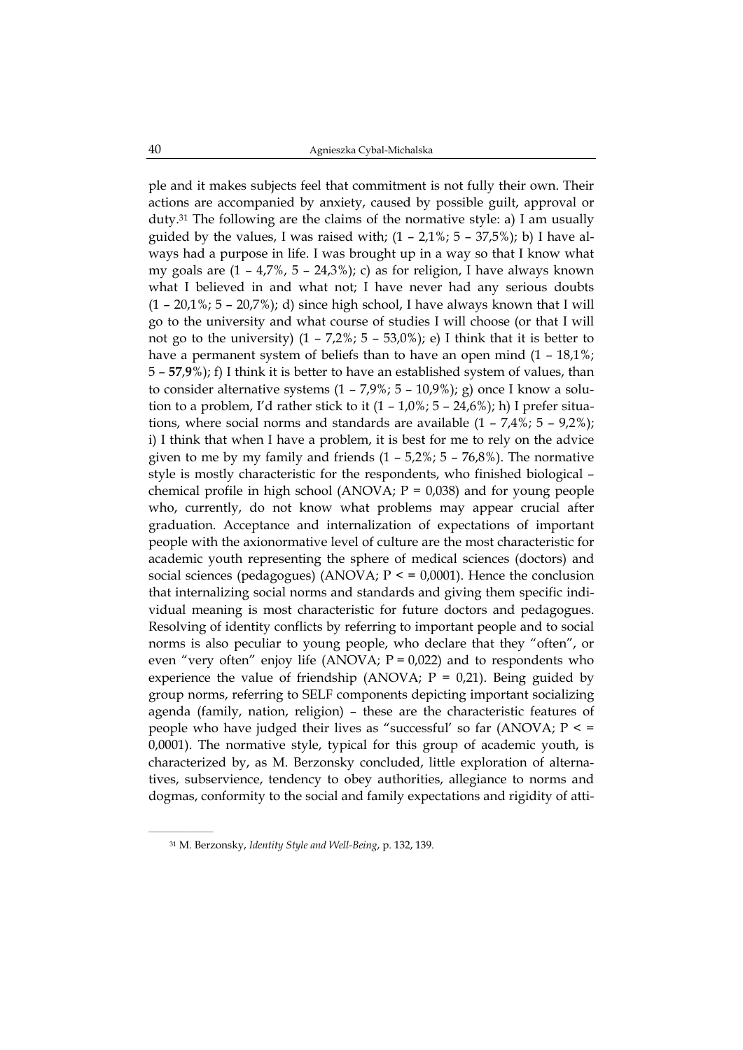ple and it makes subjects feel that commitment is not fully their own. Their actions are accompanied by anxiety, caused by possible guilt, approval or duty.[31] The following are the claims of the normative style: a) I am usually guided by the values, I was raised with; (1 – 2,1%; 5 – 37,5%); b) I have always had a purpose in life. I was brought up in a way so that I know what my goals are (1 – 4,7%, 5 – 24,3%); c) as for religion, I have always known what I believed in and what not; I have never had any serious doubts (1 – 20,1%; 5 – 20,7%); d) since high school, I have always known that I will go to the university and what course of studies I will choose (or that I will not go to the university) (1 – 7,2%; 5 – 53,0%); e) I think that it is better to have a permanent system of beliefs than to have an open mind (1 – 18,1%; 5 – **57,9**%); f) I think it is better to have an established system of values, than to consider alternative systems (1 – 7,9%; 5 – 10,9%); g) once I know a solution to a problem, I'd rather stick to it (1 – 1,0%; 5 – 24,6%); h) I prefer situations, where social norms and standards are available (1 – 7,4%; 5 – 9,2%); i) I think that when I have a problem, it is best for me to rely on the advice given to me by my family and friends (1 – 5,2%; 5 – 76,8%). The normative style is mostly characteristic for the respondents, who finished biological – chemical profile in high school (ANOVA; P = 0,038) and for young people who, currently, do not know what problems may appear crucial after graduation. Acceptance and internalization of expectations of important people with the axionormative level of culture are the most characteristic for academic youth representing the sphere of medical sciences (doctors) and social sciences (pedagogues) (ANOVA; P < = 0,0001). Hence the conclusion that internalizing social norms and standards and giving them specific individual meaning is most characteristic for future doctors and pedagogues. Resolving of identity conflicts by referring to important people and to social norms is also peculiar to young people, who declare that they "often", or even "very often" enjoy life (ANOVA; P = 0,022) and to respondents who experience the value of friendship (ANOVA; P = 0,21). Being guided by group norms, referring to SELF components depicting important socializing agenda (family, nation, religion) – these are the characteristic features of people who have judged their lives as "successful' so far (ANOVA; P < = 0,0001). The normative style, typical for this group of academic youth, is characterized by, as M. Berzonsky concluded, little exploration of alternatives, subservience, tendency to obey authorities, allegiance to norms and dogmas, conformity to the social and family expectations and rigidity of atti-

---

[31] M. Berzonsky, *Identity Style and Well-Being*, p. 132, 139.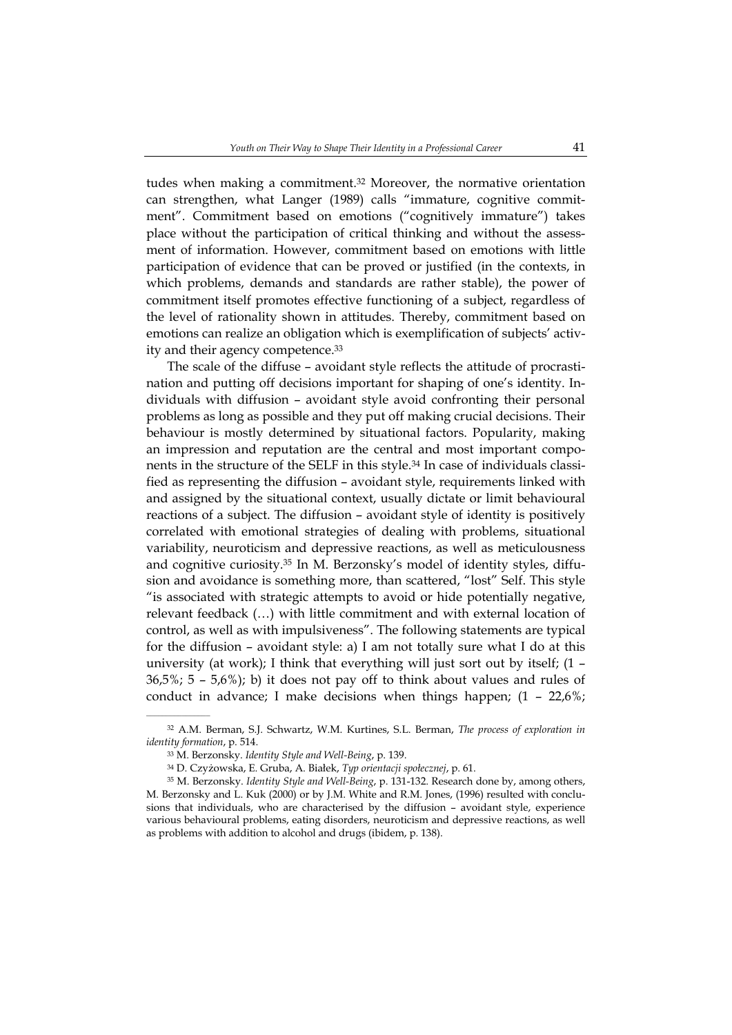tudes when making a commitment.[32] Moreover, the normative orientation can strengthen, what Langer (1989) calls "immature, cognitive commitment". Commitment based on emotions ("cognitively immature") takes place without the participation of critical thinking and without the assessment of information. However, commitment based on emotions with little participation of evidence that can be proved or justified (in the contexts, in which problems, demands and standards are rather stable), the power of commitment itself promotes effective functioning of a subject, regardless of the level of rationality shown in attitudes. Thereby, commitment based on emotions can realize an obligation which is exemplification of subjects' activity and their agency competence.[33]

The scale of the diffuse – avoidant style reflects the attitude of procrastination and putting off decisions important for shaping of one's identity. Individuals with diffusion – avoidant style avoid confronting their personal problems as long as possible and they put off making crucial decisions. Their behaviour is mostly determined by situational factors. Popularity, making an impression and reputation are the central and most important components in the structure of the SELF in this style.[34] In case of individuals classified as representing the diffusion – avoidant style, requirements linked with and assigned by the situational context, usually dictate or limit behavioural reactions of a subject. The diffusion – avoidant style of identity is positively correlated with emotional strategies of dealing with problems, situational variability, neuroticism and depressive reactions, as well as meticulousness and cognitive curiosity.[35] In M. Berzonsky's model of identity styles, diffusion and avoidance is something more, than scattered, "lost" Self. This style "is associated with strategic attempts to avoid or hide potentially negative, relevant feedback (…) with little commitment and with external location of control, as well as with impulsiveness". The following statements are typical for the diffusion – avoidant style: a) I am not totally sure what I do at this university (at work); I think that everything will just sort out by itself; (1 – 36,5%; 5 – 5,6%); b) it does not pay off to think about values and rules of conduct in advance; I make decisions when things happen; (1 – 22,6%;

---

[32] A.M. Berman, S.J. Schwartz, W.M. Kurtines, S.L. Berman, *The process of exploration in identity formation*, p. 514.

[33] M. Berzonsky. *Identity Style and Well-Being*, p. 139.

[34] D. Czyżowska, E. Gruba, A. Białek, *Typ orientacji społecznej*, p. 61.

[35] M. Berzonsky. *Identity Style and Well-Being*, p. 131-132. Research done by, among others, M. Berzonsky and L. Kuk (2000) or by J.M. White and R.M. Jones, (1996) resulted with conclusions that individuals, who are characterised by the diffusion – avoidant style, experience various behavioural problems, eating disorders, neuroticism and depressive reactions, as well as problems with addition to alcohol and drugs (ibidem, p. 138).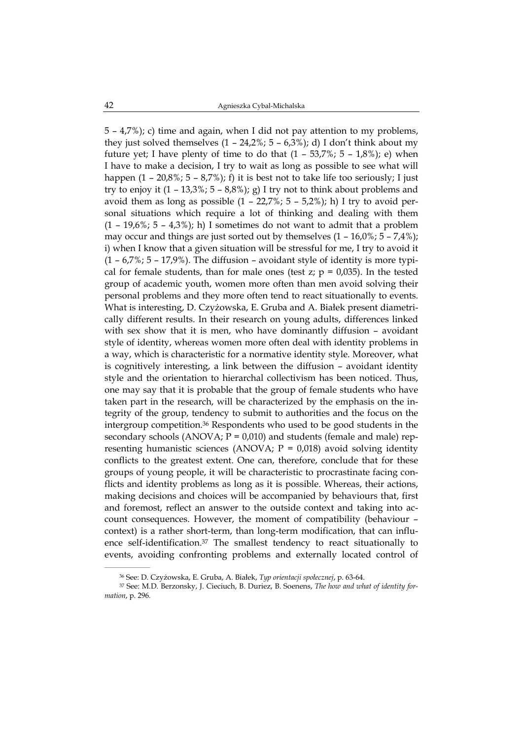5 – 4,7%); c) time and again, when I did not pay attention to my problems, they just solved themselves (1 – 24,2%; 5 – 6,3%); d) I don't think about my future yet; I have plenty of time to do that (1 – 53,7%; 5 – 1,8%); e) when I have to make a decision, I try to wait as long as possible to see what will happen (1 – 20,8%; 5 – 8,7%); f) it is best not to take life too seriously; I just try to enjoy it (1 – 13,3%; 5 – 8,8%); g) I try not to think about problems and avoid them as long as possible (1 – 22,7%; 5 – 5,2%); h) I try to avoid personal situations which require a lot of thinking and dealing with them (1 – 19,6%; 5 – 4,3%); h) I sometimes do not want to admit that a problem may occur and things are just sorted out by themselves (1 – 16,0%; 5 – 7,4%); i) when I know that a given situation will be stressful for me, I try to avoid it (1 – 6,7%; 5 – 17,9%). The diffusion – avoidant style of identity is more typical for female students, than for male ones (test z; $p = 0{,}035$). In the tested group of academic youth, women more often than men avoid solving their personal problems and they more often tend to react situationally to events. What is interesting, D. Czyżowska, E. Gruba and A. Białek present diametrically different results. In their research on young adults, differences linked with sex show that it is men, who have dominantly diffusion – avoidant style of identity, whereas women more often deal with identity problems in a way, which is characteristic for a normative identity style. Moreover, what is cognitively interesting, a link between the diffusion – avoidant identity style and the orientation to hierarchal collectivism has been noticed. Thus, one may say that it is probable that the group of female students who have taken part in the research, will be characterized by the emphasis on the integrity of the group, tendency to submit to authorities and the focus on the intergroup competition.[36] Respondents who used to be good students in the secondary schools (ANOVA; $P = 0{,}010$) and students (female and male) representing humanistic sciences (ANOVA; $P = 0{,}018$) avoid solving identity conflicts to the greatest extent. One can, therefore, conclude that for these groups of young people, it will be characteristic to procrastinate facing conflicts and identity problems as long as it is possible. Whereas, their actions, making decisions and choices will be accompanied by behaviours that, first and foremost, reflect an answer to the outside context and taking into account consequences. However, the moment of compatibility (behaviour – context) is a rather short-term, than long-term modification, that can influence self-identification.[37] The smallest tendency to react situationally to events, avoiding confronting problems and externally located control of

---

[36] See: D. Czyżowska, E. Gruba, A. Białek, *Typ orientacji społecznej*, p. 63-64.

[37] See: M.D. Berzonsky, J. Cieciuch, B. Duriez, B. Soenens, *The how and what of identity formation*, p. 296.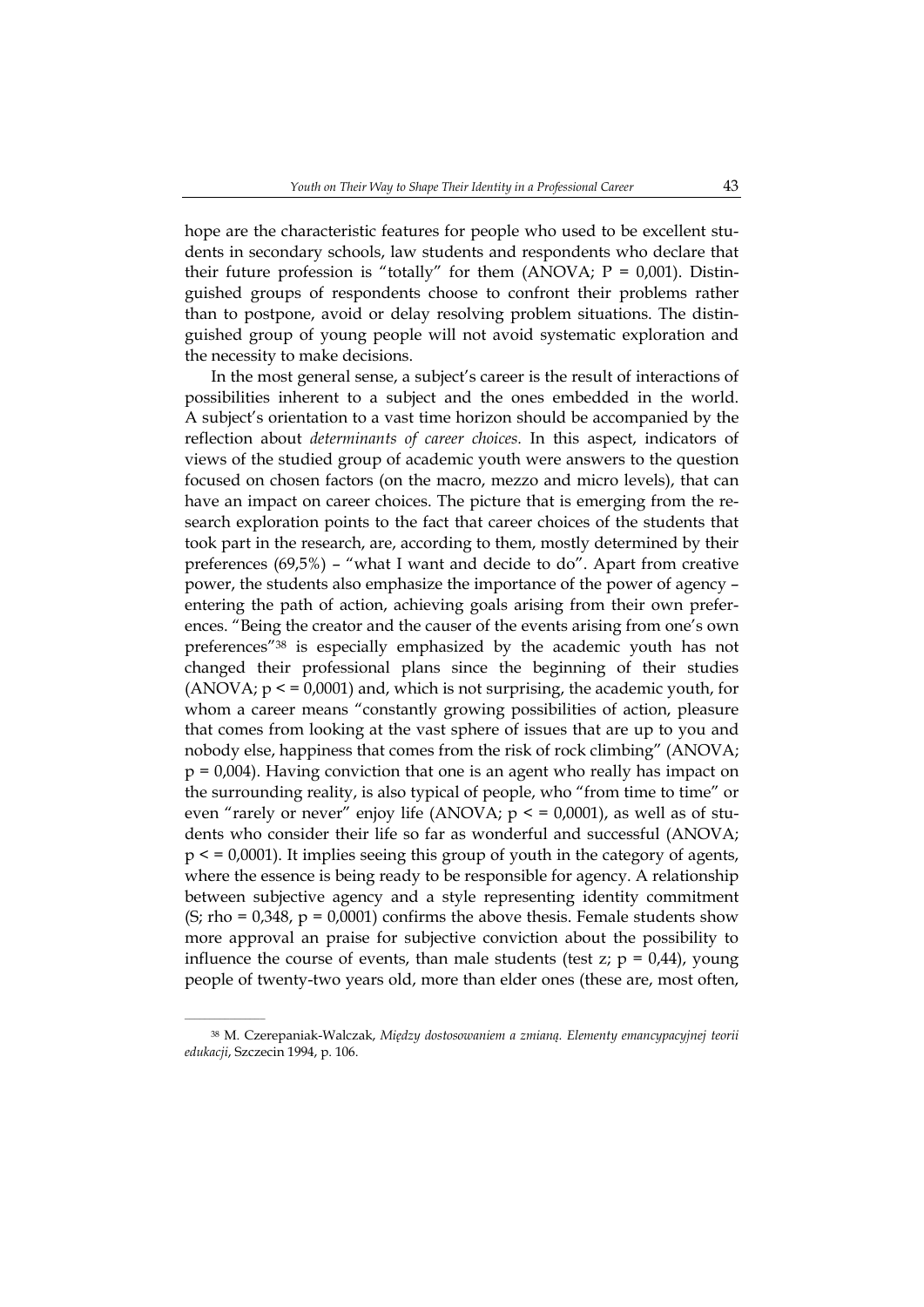hope are the characteristic features for people who used to be excellent students in secondary schools, law students and respondents who declare that their future profession is "totally" for them (ANOVA; $P = 0{,}001$). Distinguished groups of respondents choose to confront their problems rather than to postpone, avoid or delay resolving problem situations. The distinguished group of young people will not avoid systematic exploration and the necessity to make decisions.

In the most general sense, a subject's career is the result of interactions of possibilities inherent to a subject and the ones embedded in the world. A subject's orientation to a vast time horizon should be accompanied by the reflection about *determinants of career choices.* In this aspect, indicators of views of the studied group of academic youth were answers to the question focused on chosen factors (on the macro, mezzo and micro levels), that can have an impact on career choices. The picture that is emerging from the research exploration points to the fact that career choices of the students that took part in the research, are, according to them, mostly determined by their preferences (69,5%) – "what I want and decide to do". Apart from creative power, the students also emphasize the importance of the power of agency – entering the path of action, achieving goals arising from their own preferences. "Being the creator and the causer of the events arising from one's own preferences"[38] is especially emphasized by the academic youth has not changed their professional plans since the beginning of their studies (ANOVA; $p <= 0{,}0001$) and, which is not surprising, the academic youth, for whom a career means "constantly growing possibilities of action, pleasure that comes from looking at the vast sphere of issues that are up to you and nobody else, happiness that comes from the risk of rock climbing" (ANOVA; $p = 0{,}004$). Having conviction that one is an agent who really has impact on the surrounding reality, is also typical of people, who "from time to time" or even "rarely or never" enjoy life (ANOVA; $p <= 0{,}0001$), as well as of students who consider their life so far as wonderful and successful (ANOVA; $p <= 0{,}0001$). It implies seeing this group of youth in the category of agents, where the essence is being ready to be responsible for agency. A relationship between subjective agency and a style representing identity commitment (S; $rho = 0{,}348$, $p = 0{,}0001$) confirms the above thesis. Female students show more approval an praise for subjective conviction about the possibility to influence the course of events, than male students (test z; $p = 0{,}44$), young people of twenty-two years old, more than elder ones (these are, most often,

---

[38] M. Czerepaniak-Walczak, *Między dostosowaniem a zmianą. Elementy emancypacyjnej teorii edukacji*, Szczecin 1994, p. 106.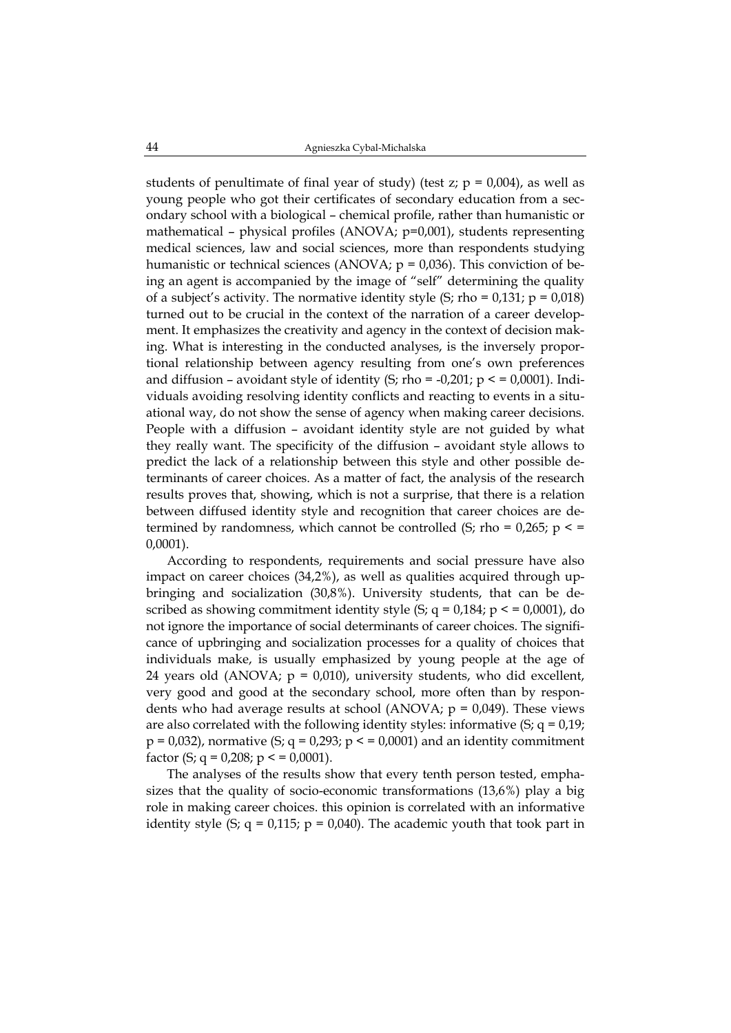students of penultimate of final year of study) (test z; $p = 0{,}004$), as well as young people who got their certificates of secondary education from a secondary school with a biological – chemical profile, rather than humanistic or mathematical – physical profiles (ANOVA; $p=0{,}001$), students representing medical sciences, law and social sciences, more than respondents studying humanistic or technical sciences (ANOVA; $p = 0{,}036$). This conviction of being an agent is accompanied by the image of "self" determining the quality of a subject's activity. The normative identity style (S; $rho = 0{,}131$; $p = 0{,}018$) turned out to be crucial in the context of the narration of a career development. It emphasizes the creativity and agency in the context of decision making. What is interesting in the conducted analyses, is the inversely proportional relationship between agency resulting from one's own preferences and diffusion – avoidant style of identity (S; $rho = -0{,}201$; $p < = 0{,}0001$). Individuals avoiding resolving identity conflicts and reacting to events in a situational way, do not show the sense of agency when making career decisions. People with a diffusion – avoidant identity style are not guided by what they really want. The specificity of the diffusion – avoidant style allows to predict the lack of a relationship between this style and other possible determinants of career choices. As a matter of fact, the analysis of the research results proves that, showing, which is not a surprise, that there is a relation between diffused identity style and recognition that career choices are determined by randomness, which cannot be controlled (S; $rho = 0{,}265$; $p < = 0{,}0001$).

According to respondents, requirements and social pressure have also impact on career choices (34,2%), as well as qualities acquired through upbringing and socialization (30,8%). University students, that can be described as showing commitment identity style (S; $q = 0{,}184$; $p < = 0{,}0001$), do not ignore the importance of social determinants of career choices. The significance of upbringing and socialization processes for a quality of choices that individuals make, is usually emphasized by young people at the age of 24 years old (ANOVA; $p = 0{,}010$), university students, who did excellent, very good and good at the secondary school, more often than by respondents who had average results at school (ANOVA; $p = 0{,}049$). These views are also correlated with the following identity styles: informative (S; $q = 0{,}19$; $p = 0{,}032$), normative (S; $q = 0{,}293$; $p < = 0{,}0001$) and an identity commitment factor (S; $q = 0{,}208$; $p < = 0{,}0001$).

The analyses of the results show that every tenth person tested, emphasizes that the quality of socio-economic transformations (13,6%) play a big role in making career choices. this opinion is correlated with an informative identity style (S; $q = 0{,}115$; $p = 0{,}040$). The academic youth that took part in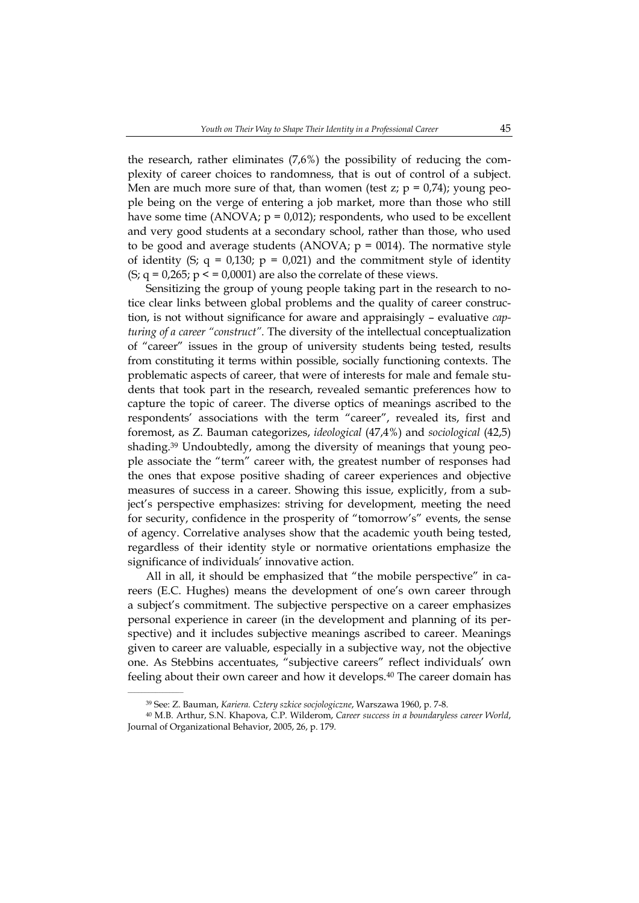the research, rather eliminates (7,6%) the possibility of reducing the complexity of career choices to randomness, that is out of control of a subject. Men are much more sure of that, than women (test z; $p = 0{,}74$); young people being on the verge of entering a job market, more than those who still have some time (ANOVA; $p = 0{,}012$); respondents, who used to be excellent and very good students at a secondary school, rather than those, who used to be good and average students (ANOVA; $p = 0014$). The normative style of identity (S; $q = 0{,}130$; $p = 0{,}021$) and the commitment style of identity (S; $q = 0{,}265$; $p < = 0{,}0001$) are also the correlate of these views.

Sensitizing the group of young people taking part in the research to notice clear links between global problems and the quality of career construction, is not without significance for aware and appraisingly – evaluative *capturing of a career "construct"*. The diversity of the intellectual conceptualization of "career" issues in the group of university students being tested, results from constituting it terms within possible, socially functioning contexts. The problematic aspects of career, that were of interests for male and female students that took part in the research, revealed semantic preferences how to capture the topic of career. The diverse optics of meanings ascribed to the respondents' associations with the term "career", revealed its, first and foremost, as Z. Bauman categorizes, *ideological* (47,4%) and *sociological* (42,5) shading.[39] Undoubtedly, among the diversity of meanings that young people associate the "term" career with, the greatest number of responses had the ones that expose positive shading of career experiences and objective measures of success in a career. Showing this issue, explicitly, from a subject's perspective emphasizes: striving for development, meeting the need for security, confidence in the prosperity of "tomorrow's" events, the sense of agency. Correlative analyses show that the academic youth being tested, regardless of their identity style or normative orientations emphasize the significance of individuals' innovative action.

All in all, it should be emphasized that "the mobile perspective" in careers (E.C. Hughes) means the development of one's own career through a subject's commitment. The subjective perspective on a career emphasizes personal experience in career (in the development and planning of its perspective) and it includes subjective meanings ascribed to career. Meanings given to career are valuable, especially in a subjective way, not the objective one. As Stebbins accentuates, "subjective careers" reflect individuals' own feeling about their own career and how it develops.[40] The career domain has

---

[39] See: Z. Bauman, *Kariera. Cztery szkice socjologiczne*, Warszawa 1960, p. 7-8.

[40] M.B. Arthur, S.N. Khapova, C.P. Wilderom, *Career success in a boundaryless career World*, Journal of Organizational Behavior, 2005, 26, p. 179.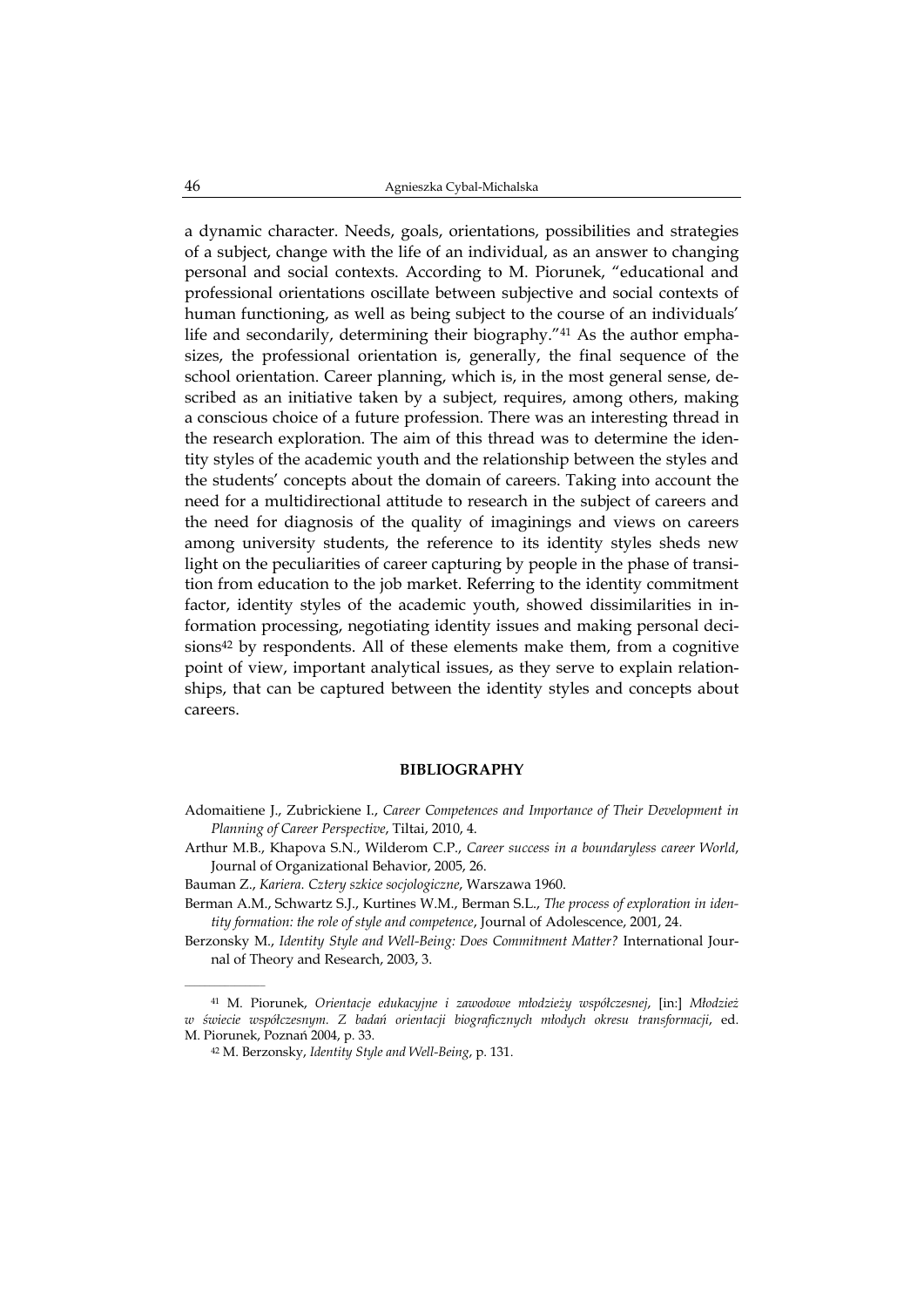a dynamic character. Needs, goals, orientations, possibilities and strategies of a subject, change with the life of an individual, as an answer to changing personal and social contexts. According to M. Piorunek, "educational and professional orientations oscillate between subjective and social contexts of human functioning, as well as being subject to the course of an individuals' life and secondarily, determining their biography."[41] As the author emphasizes, the professional orientation is, generally, the final sequence of the school orientation. Career planning, which is, in the most general sense, described as an initiative taken by a subject, requires, among others, making a conscious choice of a future profession. There was an interesting thread in the research exploration. The aim of this thread was to determine the identity styles of the academic youth and the relationship between the styles and the students' concepts about the domain of careers. Taking into account the need for a multidirectional attitude to research in the subject of careers and the need for diagnosis of the quality of imaginings and views on careers among university students, the reference to its identity styles sheds new light on the peculiarities of career capturing by people in the phase of transition from education to the job market. Referring to the identity commitment factor, identity styles of the academic youth, showed dissimilarities in information processing, negotiating identity issues and making personal decisions[42] by respondents. All of these elements make them, from a cognitive point of view, important analytical issues, as they serve to explain relationships, that can be captured between the identity styles and concepts about careers.

## BIBLIOGRAPHY

Adomaitiene J., Zubrickiene I., *Career Competences and Importance of Their Development in Planning of Career Perspective*, Tiltai, 2010, 4.

Arthur M.B., Khapova S.N., Wilderom C.P., *Career success in a boundaryless career World*, Journal of Organizational Behavior, 2005, 26.

Bauman Z., *Kariera. Cztery szkice socjologiczne*, Warszawa 1960.

Berman A.M., Schwartz S.J., Kurtines W.M., Berman S.L., *The process of exploration in identity formation: the role of style and competence*, Journal of Adolescence, 2001, 24.

Berzonsky M., *Identity Style and Well-Being: Does Commitment Matter?* International Journal of Theory and Research, 2003, 3.

---

[41] M. Piorunek, *Orientacje edukacyjne i zawodowe młodzieży współczesnej*, [in:] *Młodzież w świecie współczesnym. Z badań orientacji biograficznych młodych okresu transformacji*, ed. M. Piorunek, Poznań 2004, p. 33.

[42] M. Berzonsky, *Identity Style and Well-Being*, p. 131.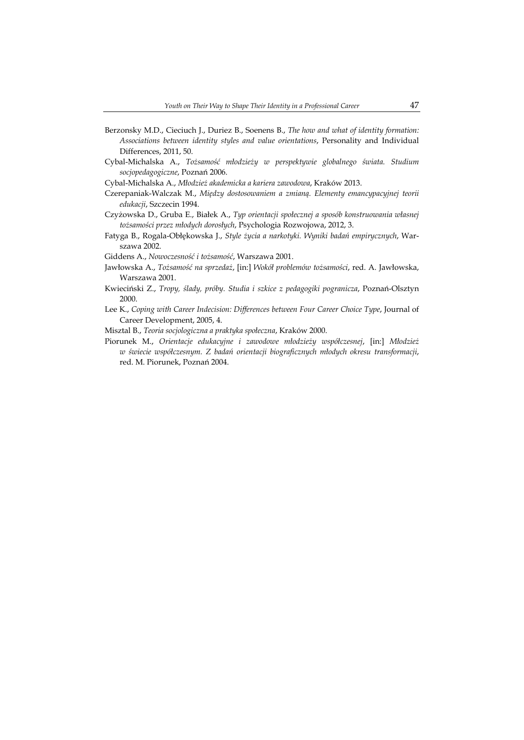Berzonsky M.D., Cieciuch J., Duriez B., Soenens B., *The how and what of identity formation: Associations between identity styles and value orientations*, Personality and Individual Differences, 2011, 50.

Cybal-Michalska A., *Tożsamość młodzieży w perspektywie globalnego świata. Studium socjopedagogiczne*, Poznań 2006.

Cybal-Michalska A., *Młodzież akademicka a kariera zawodowa*, Kraków 2013.

Czerepaniak-Walczak M., *Między dostosowaniem a zmianą. Elementy emancypacyjnej teorii edukacji*, Szczecin 1994.

Czyżowska D., Gruba E., Białek A., *Typ orientacji społecznej a sposób konstruowania własnej tożsamości przez młodych dorosłych*, Psychologia Rozwojowa, 2012, 3.

Fatyga B., Rogala-Obłękowska J., *Style życia a narkotyki. Wyniki badań empirycznych*, Warszawa 2002.

Giddens A., *Nowoczesność i tożsamość*, Warszawa 2001.

Jawłowska A., *Tożsamość na sprzedaż*, [in:] *Wokół problemów tożsamości*, red. A. Jawłowska, Warszawa 2001.

Kwieciński Z., *Tropy, ślady, próby. Studia i szkice z pedagogiki pogranicza*, Poznań-Olsztyn 2000.

Lee K., *Coping with Career Indecision: Differences between Four Career Choice Type*, Journal of Career Development, 2005, 4.

Misztal B., *Teoria socjologiczna a praktyka społeczna*, Kraków 2000.

Piorunek M., *Orientacje edukacyjne i zawodowe młodzieży współczesnej*, [in:] *Młodzież w świecie współczesnym. Z badań orientacji biograficznych młodych okresu transformacji*, red. M. Piorunek, Poznań 2004.